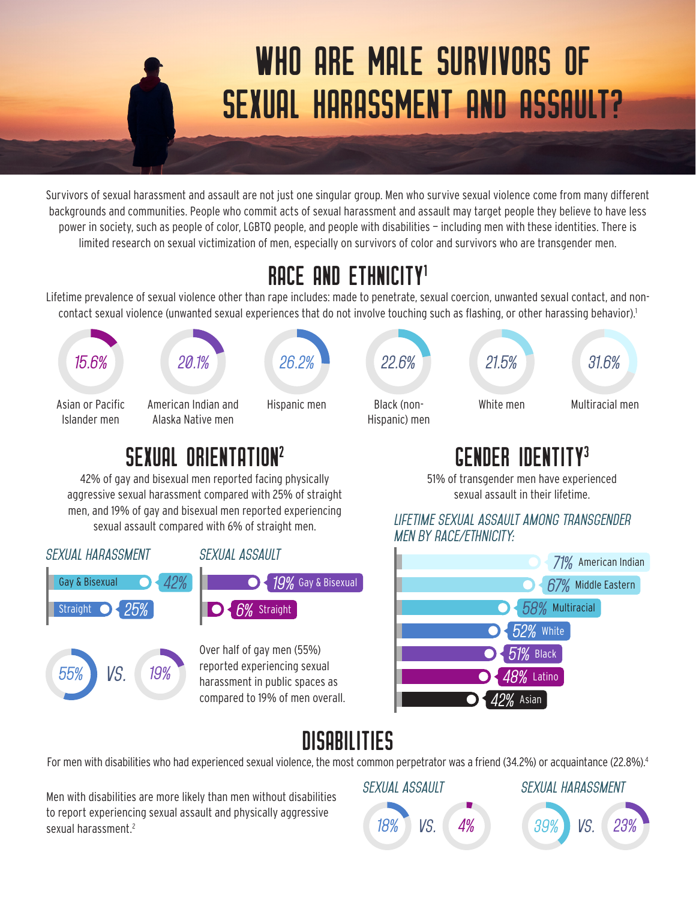# WHO ARE MALE SURVIVORS OF SEXUAL HARASSMENT AND ASSAULT?

Survivors of sexual harassment and assault are not just one singular group. Men who survive sexual violence come from many different backgrounds and communities. People who commit acts of sexual harassment and assault may target people they believe to have less power in society, such as people of color, LGBTQ people, and people with disabilities – including men with these identities. There is limited research on sexual victimization of men, especially on survivors of color and survivors who are transgender men.

## RACE AND ETHNICITY[1]

Lifetime prevalence of sexual violence other than rape includes: made to penetrate, sexual coercion, unwanted sexual contact, and non-contact sexual violence (unwanted sexual experiences that do not involve touching such as flashing, or other harassing behavior).[1]

| Group | Percentage |
| --- | --- |
| Asian or Pacific Islander men | 15.6% |
| American Indian and Alaska Native men | 20.1% |
| Hispanic men | 26.2% |
| Black (non-Hispanic) men | 22.6% |
| White men | 21.5% |
| Multiracial men | 31.6% |

## SEXUAL ORIENTATION[2]

42% of gay and bisexual men reported facing physically aggressive sexual harassment compared with 25% of straight men, and 19% of gay and bisexual men reported experiencing sexual assault compared with 6% of straight men.

*SEXUAL HARASSMENT*

- Gay & Bisexual: 42%
- Straight: 25%

*SEXUAL ASSAULT*

- Gay & Bisexual: 19%
- Straight: 6%

55% VS. 19%

Over half of gay men (55%) reported experiencing sexual harassment in public spaces as compared to 19% of men overall.

## GENDER IDENTITY[3]

51% of transgender men have experienced sexual assault in their lifetime.

*LIFETIME SEXUAL ASSAULT AMONG TRANSGENDER MEN BY RACE/ETHNICITY:*

| Race/Ethnicity | Percentage |
| --- | --- |
| American Indian | 71% |
| Middle Eastern | 67% |
| Multiracial | 58% |
| White | 52% |
| Black | 51% |
| Latino | 48% |
| Asian | 42% |

## DISABILITIES

For men with disabilities who had experienced sexual violence, the most common perpetrator was a friend (34.2%) or acquaintance (22.8%).[4]

Men with disabilities are more likely than men without disabilities to report experiencing sexual assault and physically aggressive sexual harassment.[2]

*SEXUAL ASSAULT*

18% VS. 4%

*SEXUAL HARASSMENT*

39% VS. 23%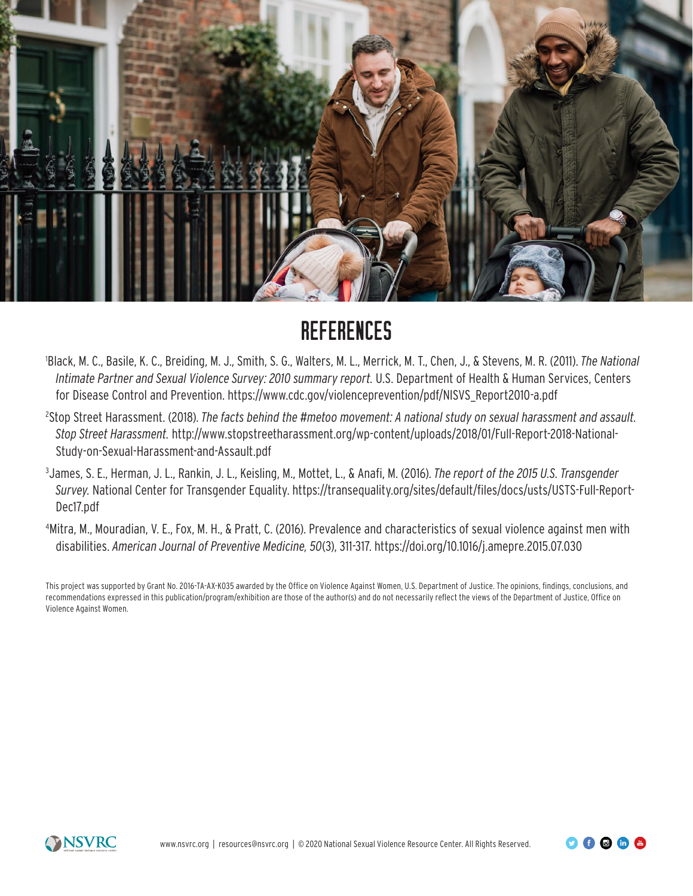# REFERENCES

[1]Black, M. C., Basile, K. C., Breiding, M. J., Smith, S. G., Walters, M. L., Merrick, M. T., Chen, J., & Stevens, M. R. (2011). *The National Intimate Partner and Sexual Violence Survey: 2010 summary report.* U.S. Department of Health & Human Services, Centers for Disease Control and Prevention. https://www.cdc.gov/violenceprevention/pdf/NISVS_Report2010-a.pdf

[2]Stop Street Harassment. (2018). *The facts behind the #metoo movement: A national study on sexual harassment and assault. Stop Street Harassment.* http://www.stopstreetharassment.org/wp-content/uploads/2018/01/Full-Report-2018-National-Study-on-Sexual-Harassment-and-Assault.pdf

[3]James, S. E., Herman, J. L., Rankin, J. L., Keisling, M., Mottet, L., & Anafi, M. (2016). *The report of the 2015 U.S. Transgender Survey.* National Center for Transgender Equality. https://transequality.org/sites/default/files/docs/usts/USTS-Full-Report-Dec17.pdf

[4]Mitra, M., Mouradian, V. E., Fox, M. H., & Pratt, C. (2016). Prevalence and characteristics of sexual violence against men with disabilities. *American Journal of Preventive Medicine, 50*(3), 311-317. https://doi.org/10.1016/j.amepre.2015.07.030

This project was supported by Grant No. 2016-TA-AX-K035 awarded by the Office on Violence Against Women, U.S. Department of Justice. The opinions, findings, conclusions, and recommendations expressed in this publication/program/exhibition are those of the author(s) and do not necessarily reflect the views of the Department of Justice, Office on Violence Against Women.

NSVRC

www.nsvrc.org | resources@nsvrc.org | © 2020 National Sexual Violence Resource Center. All Rights Reserved.